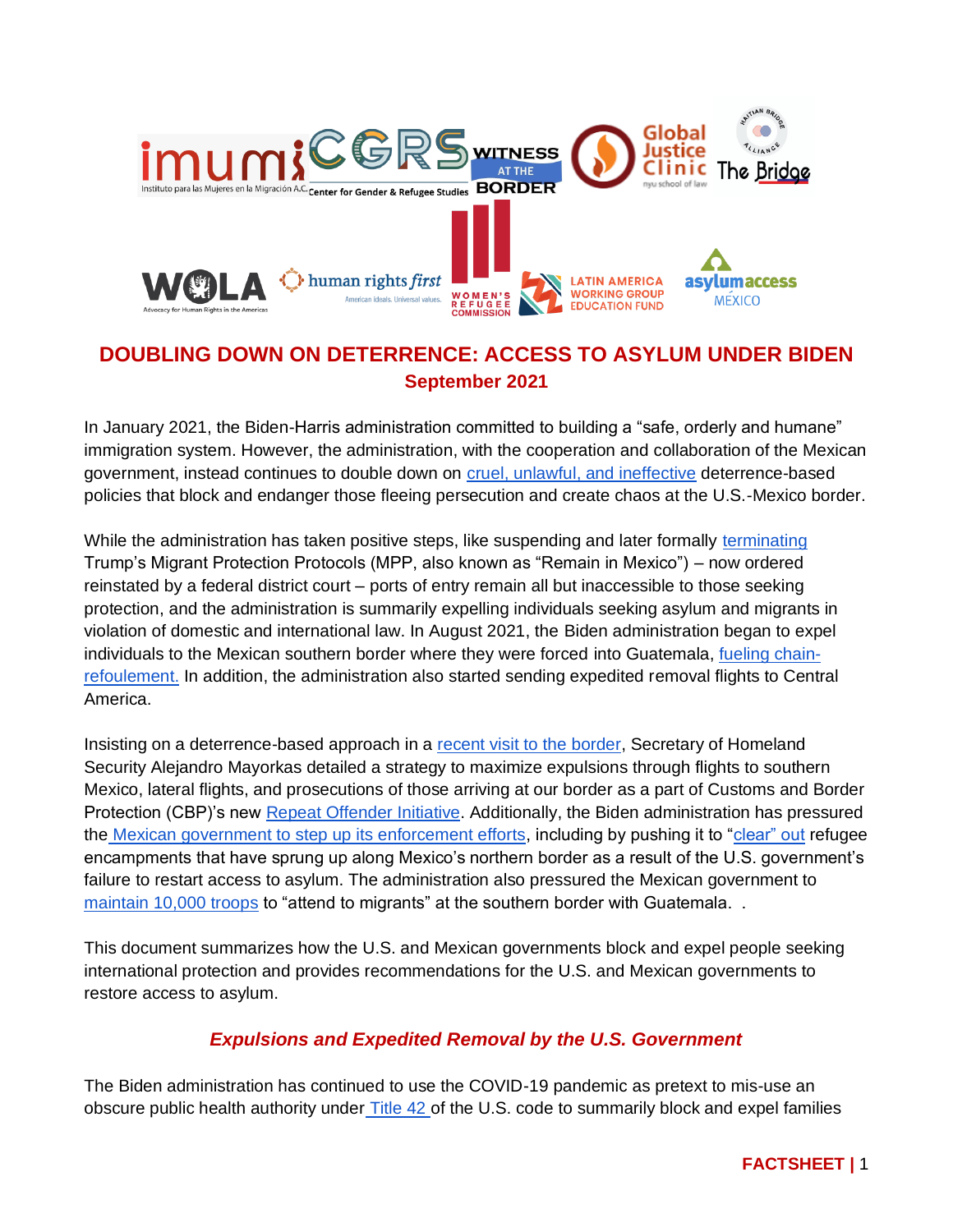# DOUBLING DOWN ON DETERRENCE: ACCESS TO ASYLUM UNDER BIDEN

**September 2021**

In January 2021, the Biden-Harris administration committed to building a "safe, orderly and humane" immigration system. However, the administration, with the cooperation and collaboration of the Mexican government, instead continues to double down on cruel, unlawful, and ineffective deterrence-based policies that block and endanger those fleeing persecution and create chaos at the U.S.-Mexico border.

While the administration has taken positive steps, like suspending and later formally terminating Trump's Migrant Protection Protocols (MPP, also known as "Remain in Mexico") – now ordered reinstated by a federal district court – ports of entry remain all but inaccessible to those seeking protection, and the administration is summarily expelling individuals seeking asylum and migrants in violation of domestic and international law. In August 2021, the Biden administration began to expel individuals to the Mexican southern border where they were forced into Guatemala, fueling chain-refoulement. In addition, the administration also started sending expedited removal flights to Central America.

Insisting on a deterrence-based approach in a recent visit to the border, Secretary of Homeland Security Alejandro Mayorkas detailed a strategy to maximize expulsions through flights to southern Mexico, lateral flights, and prosecutions of those arriving at our border as a part of Customs and Border Protection (CBP)'s new Repeat Offender Initiative. Additionally, the Biden administration has pressured the Mexican government to step up its enforcement efforts, including by pushing it to "clear" out refugee encampments that have sprung up along Mexico's northern border as a result of the U.S. government's failure to restart access to asylum. The administration also pressured the Mexican government to maintain 10,000 troops to "attend to migrants" at the southern border with Guatemala. .

This document summarizes how the U.S. and Mexican governments block and expel people seeking international protection and provides recommendations for the U.S. and Mexican governments to restore access to asylum.

## *Expulsions and Expedited Removal by the U.S. Government*

The Biden administration has continued to use the COVID-19 pandemic as pretext to mis-use an obscure public health authority under Title 42 of the U.S. code to summarily block and expel families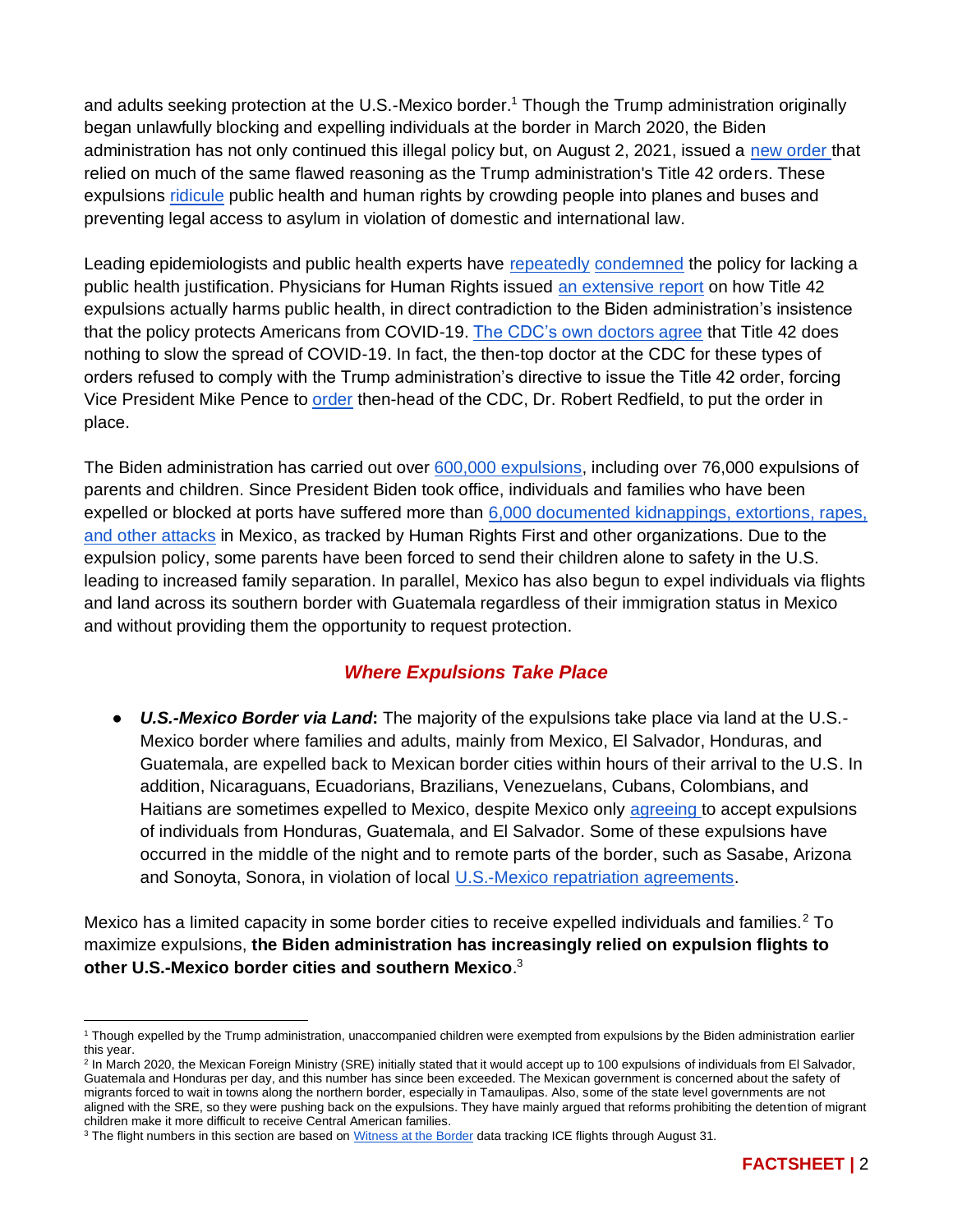and adults seeking protection at the U.S.-Mexico border.[1] Though the Trump administration originally began unlawfully blocking and expelling individuals at the border in March 2020, the Biden administration has not only continued this illegal policy but, on August 2, 2021, issued a new order that relied on much of the same flawed reasoning as the Trump administration's Title 42 orders. These expulsions ridicule public health and human rights by crowding people into planes and buses and preventing legal access to asylum in violation of domestic and international law.

Leading epidemiologists and public health experts have repeatedly condemned the policy for lacking a public health justification. Physicians for Human Rights issued an extensive report on how Title 42 expulsions actually harms public health, in direct contradiction to the Biden administration's insistence that the policy protects Americans from COVID-19. The CDC's own doctors agree that Title 42 does nothing to slow the spread of COVID-19. In fact, the then-top doctor at the CDC for these types of orders refused to comply with the Trump administration's directive to issue the Title 42 order, forcing Vice President Mike Pence to order then-head of the CDC, Dr. Robert Redfield, to put the order in place.

The Biden administration has carried out over 600,000 expulsions, including over 76,000 expulsions of parents and children. Since President Biden took office, individuals and families who have been expelled or blocked at ports have suffered more than 6,000 documented kidnappings, extortions, rapes, and other attacks in Mexico, as tracked by Human Rights First and other organizations. Due to the expulsion policy, some parents have been forced to send their children alone to safety in the U.S. leading to increased family separation. In parallel, Mexico has also begun to expel individuals via flights and land across its southern border with Guatemala regardless of their immigration status in Mexico and without providing them the opportunity to request protection.

## *Where Expulsions Take Place*

- ***U.S.-Mexico Border via Land*:** The majority of the expulsions take place via land at the U.S.-Mexico border where families and adults, mainly from Mexico, El Salvador, Honduras, and Guatemala, are expelled back to Mexican border cities within hours of their arrival to the U.S. In addition, Nicaraguans, Ecuadorians, Brazilians, Venezuelans, Cubans, Colombians, and Haitians are sometimes expelled to Mexico, despite Mexico only agreeing to accept expulsions of individuals from Honduras, Guatemala, and El Salvador. Some of these expulsions have occurred in the middle of the night and to remote parts of the border, such as Sasabe, Arizona and Sonoyta, Sonora, in violation of local U.S.-Mexico repatriation agreements.

Mexico has a limited capacity in some border cities to receive expelled individuals and families.[2] To maximize expulsions, **the Biden administration has increasingly relied on expulsion flights to other U.S.-Mexico border cities and southern Mexico**.[3]

---

[1] Though expelled by the Trump administration, unaccompanied children were exempted from expulsions by the Biden administration earlier this year.

[2] In March 2020, the Mexican Foreign Ministry (SRE) initially stated that it would accept up to 100 expulsions of individuals from El Salvador, Guatemala and Honduras per day, and this number has since been exceeded. The Mexican government is concerned about the safety of migrants forced to wait in towns along the northern border, especially in Tamaulipas. Also, some of the state level governments are not aligned with the SRE, so they were pushing back on the expulsions. They have mainly argued that reforms prohibiting the detention of migrant children make it more difficult to receive Central American families.

[3] The flight numbers in this section are based on Witness at the Border data tracking ICE flights through August 31.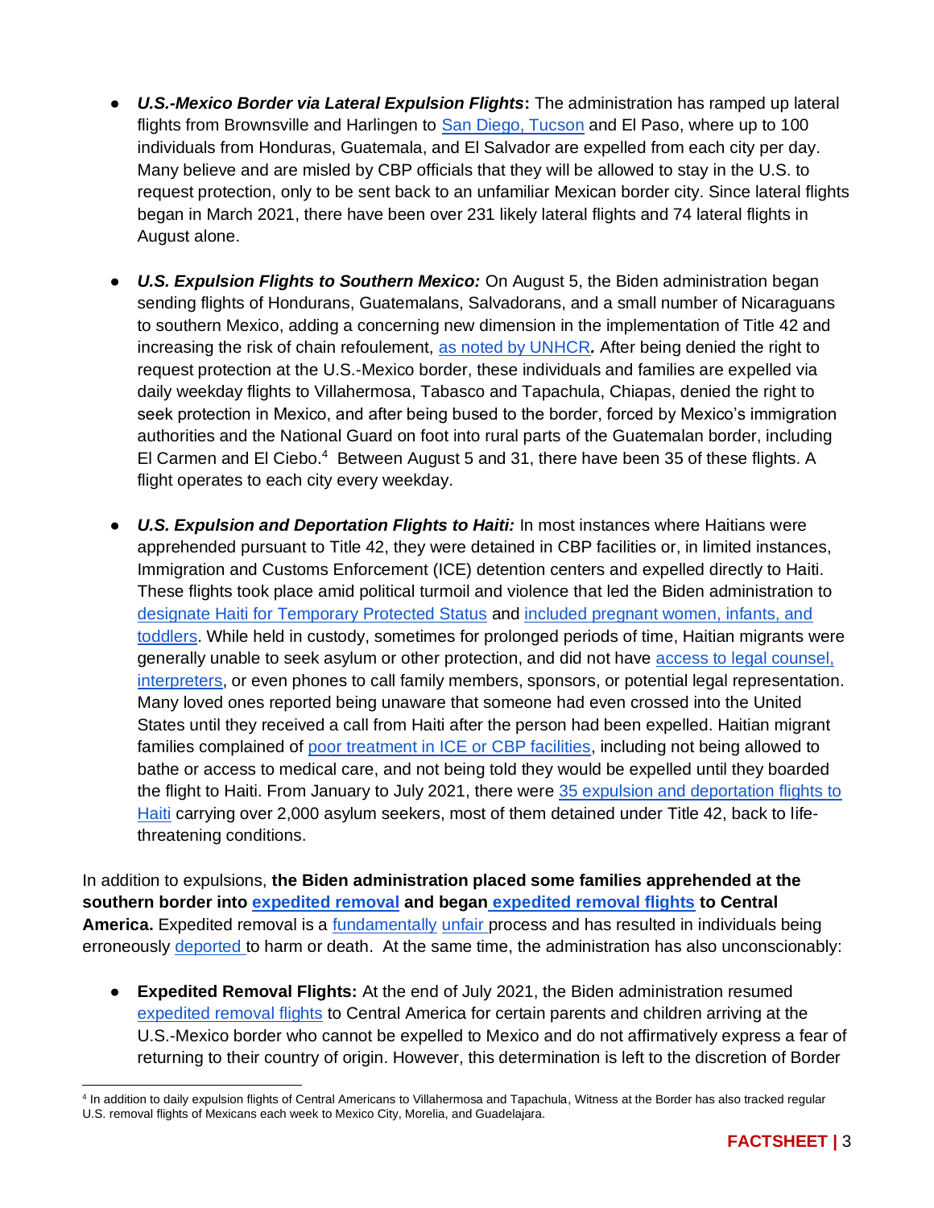- ***U.S.-Mexico Border via Lateral Expulsion Flights*:** The administration has ramped up lateral flights from Brownsville and Harlingen to San Diego, Tucson and El Paso, where up to 100 individuals from Honduras, Guatemala, and El Salvador are expelled from each city per day. Many believe and are misled by CBP officials that they will be allowed to stay in the U.S. to request protection, only to be sent back to an unfamiliar Mexican border city. Since lateral flights began in March 2021, there have been over 231 likely lateral flights and 74 lateral flights in August alone.

- ***U.S. Expulsion Flights to Southern Mexico:*** On August 5, the Biden administration began sending flights of Hondurans, Guatemalans, Salvadorans, and a small number of Nicaraguans to southern Mexico, adding a concerning new dimension in the implementation of Title 42 and increasing the risk of chain refoulement, as noted by UNHCR***.*** After being denied the right to request protection at the U.S.-Mexico border, these individuals and families are expelled via daily weekday flights to Villahermosa, Tabasco and Tapachula, Chiapas, denied the right to seek protection in Mexico, and after being bused to the border, forced by Mexico's immigration authorities and the National Guard on foot into rural parts of the Guatemalan border, including El Carmen and El Ciebo.[4] Between August 5 and 31, there have been 35 of these flights. A flight operates to each city every weekday.

- ***U.S. Expulsion and Deportation Flights to Haiti:*** In most instances where Haitians were apprehended pursuant to Title 42, they were detained in CBP facilities or, in limited instances, Immigration and Customs Enforcement (ICE) detention centers and expelled directly to Haiti. These flights took place amid political turmoil and violence that led the Biden administration to designate Haiti for Temporary Protected Status and included pregnant women, infants, and toddlers. While held in custody, sometimes for prolonged periods of time, Haitian migrants were generally unable to seek asylum or other protection, and did not have access to legal counsel, interpreters, or even phones to call family members, sponsors, or potential legal representation. Many loved ones reported being unaware that someone had even crossed into the United States until they received a call from Haiti after the person had been expelled. Haitian migrant families complained of poor treatment in ICE or CBP facilities, including not being allowed to bathe or access to medical care, and not being told they would be expelled until they boarded the flight to Haiti. From January to July 2021, there were 35 expulsion and deportation flights to Haiti carrying over 2,000 asylum seekers, most of them detained under Title 42, back to life-threatening conditions.

In addition to expulsions, **the Biden administration placed some families apprehended at the southern border into expedited removal and began expedited removal flights to Central America.** Expedited removal is a fundamentally unfair process and has resulted in individuals being erroneously deported to harm or death. At the same time, the administration has also unconscionably:

- **Expedited Removal Flights:** At the end of July 2021, the Biden administration resumed expedited removal flights to Central America for certain parents and children arriving at the U.S.-Mexico border who cannot be expelled to Mexico and do not affirmatively express a fear of returning to their country of origin. However, this determination is left to the discretion of Border

[4] In addition to daily expulsion flights of Central Americans to Villahermosa and Tapachula, Witness at the Border has also tracked regular U.S. removal flights of Mexicans each week to Mexico City, Morelia, and Guadelajara.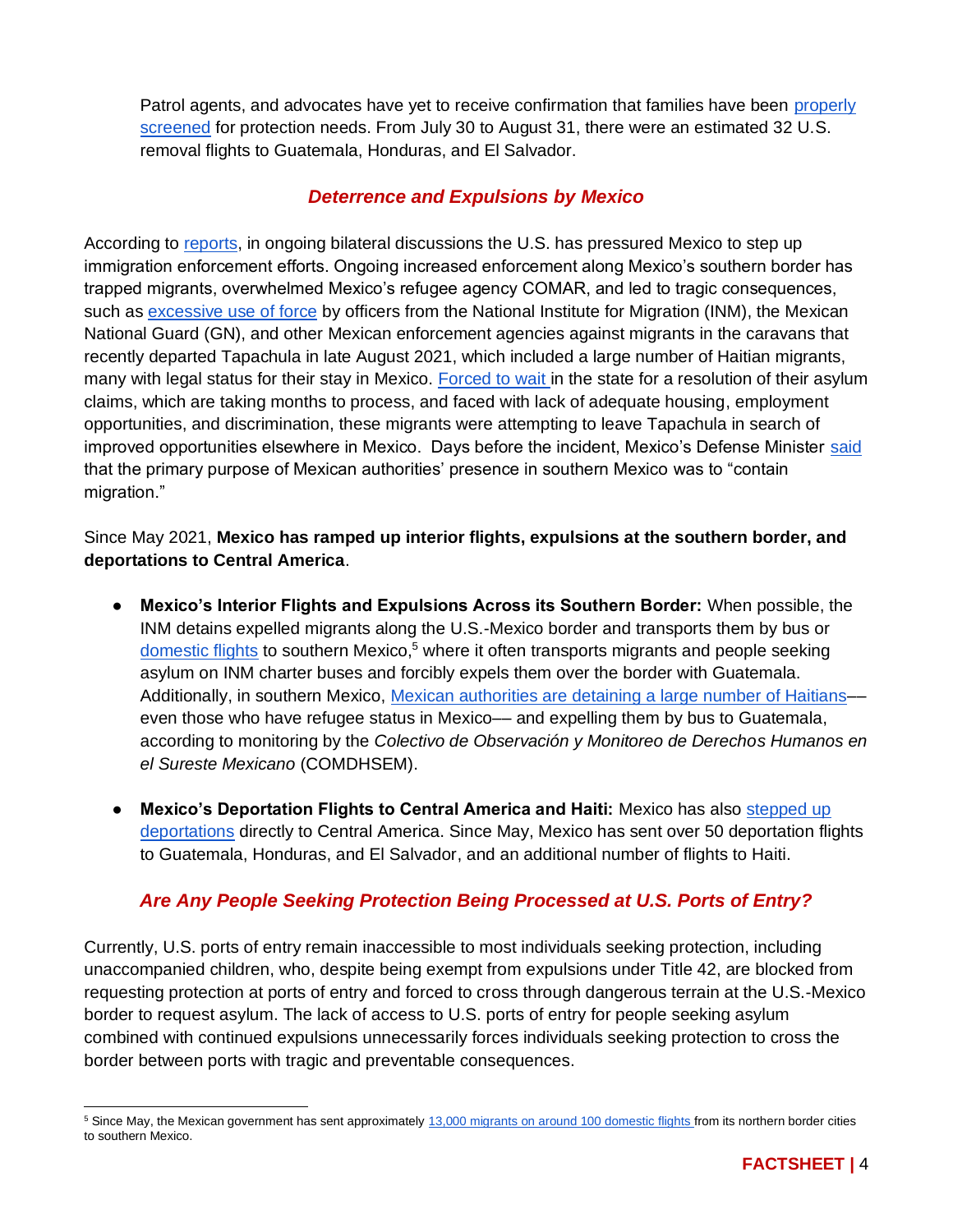Patrol agents, and advocates have yet to receive confirmation that families have been properly screened for protection needs. From July 30 to August 31, there were an estimated 32 U.S. removal flights to Guatemala, Honduras, and El Salvador.

## *Deterrence and Expulsions by Mexico*

According to reports, in ongoing bilateral discussions the U.S. has pressured Mexico to step up immigration enforcement efforts. Ongoing increased enforcement along Mexico's southern border has trapped migrants, overwhelmed Mexico's refugee agency COMAR, and led to tragic consequences, such as excessive use of force by officers from the National Institute for Migration (INM), the Mexican National Guard (GN), and other Mexican enforcement agencies against migrants in the caravans that recently departed Tapachula in late August 2021, which included a large number of Haitian migrants, many with legal status for their stay in Mexico. Forced to wait in the state for a resolution of their asylum claims, which are taking months to process, and faced with lack of adequate housing, employment opportunities, and discrimination, these migrants were attempting to leave Tapachula in search of improved opportunities elsewhere in Mexico. Days before the incident, Mexico's Defense Minister said that the primary purpose of Mexican authorities' presence in southern Mexico was to "contain migration."

Since May 2021, **Mexico has ramped up interior flights, expulsions at the southern border, and deportations to Central America**.

- **Mexico's Interior Flights and Expulsions Across its Southern Border:** When possible, the INM detains expelled migrants along the U.S.-Mexico border and transports them by bus or domestic flights to southern Mexico,[5] where it often transports migrants and people seeking asylum on INM charter buses and forcibly expels them over the border with Guatemala. Additionally, in southern Mexico, Mexican authorities are detaining a large number of Haitians—even those who have refugee status in Mexico— and expelling them by bus to Guatemala, according to monitoring by the *Colectivo de Observación y Monitoreo de Derechos Humanos en el Sureste Mexicano* (COMDHSEM).

- **Mexico's Deportation Flights to Central America and Haiti:** Mexico has also stepped up deportations directly to Central America. Since May, Mexico has sent over 50 deportation flights to Guatemala, Honduras, and El Salvador, and an additional number of flights to Haiti.

## *Are Any People Seeking Protection Being Processed at U.S. Ports of Entry?*

Currently, U.S. ports of entry remain inaccessible to most individuals seeking protection, including unaccompanied children, who, despite being exempt from expulsions under Title 42, are blocked from requesting protection at ports of entry and forced to cross through dangerous terrain at the U.S.-Mexico border to request asylum. The lack of access to U.S. ports of entry for people seeking asylum combined with continued expulsions unnecessarily forces individuals seeking protection to cross the border between ports with tragic and preventable consequences.

---

[5] Since May, the Mexican government has sent approximately 13,000 migrants on around 100 domestic flights from its northern border cities to southern Mexico.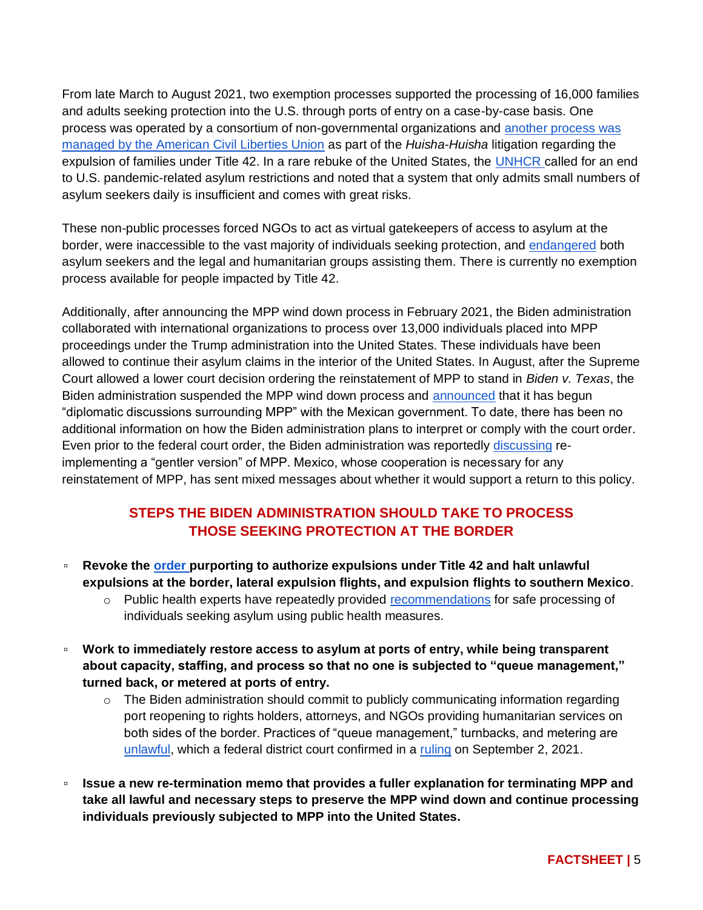From late March to August 2021, two exemption processes supported the processing of 16,000 families and adults seeking protection into the U.S. through ports of entry on a case-by-case basis. One process was operated by a consortium of non-governmental organizations and another process was managed by the American Civil Liberties Union as part of the *Huisha-Huisha* litigation regarding the expulsion of families under Title 42. In a rare rebuke of the United States, the UNHCR called for an end to U.S. pandemic-related asylum restrictions and noted that a system that only admits small numbers of asylum seekers daily is insufficient and comes with great risks.

These non-public processes forced NGOs to act as virtual gatekeepers of access to asylum at the border, were inaccessible to the vast majority of individuals seeking protection, and endangered both asylum seekers and the legal and humanitarian groups assisting them. There is currently no exemption process available for people impacted by Title 42.

Additionally, after announcing the MPP wind down process in February 2021, the Biden administration collaborated with international organizations to process over 13,000 individuals placed into MPP proceedings under the Trump administration into the United States. These individuals have been allowed to continue their asylum claims in the interior of the United States. In August, after the Supreme Court allowed a lower court decision ordering the reinstatement of MPP to stand in *Biden v. Texas*, the Biden administration suspended the MPP wind down process and announced that it has begun "diplomatic discussions surrounding MPP" with the Mexican government. To date, there has been no additional information on how the Biden administration plans to interpret or comply with the court order. Even prior to the federal court order, the Biden administration was reportedly discussing re-implementing a "gentler version" of MPP. Mexico, whose cooperation is necessary for any reinstatement of MPP, has sent mixed messages about whether it would support a return to this policy.

## STEPS THE BIDEN ADMINISTRATION SHOULD TAKE TO PROCESS THOSE SEEKING PROTECTION AT THE BORDER

- **Revoke the order purporting to authorize expulsions under Title 42 and halt unlawful expulsions at the border, lateral expulsion flights, and expulsion flights to southern Mexico**.
  - Public health experts have repeatedly provided recommendations for safe processing of individuals seeking asylum using public health measures.
- **Work to immediately restore access to asylum at ports of entry, while being transparent about capacity, staffing, and process so that no one is subjected to "queue management," turned back, or metered at ports of entry.**
  - The Biden administration should commit to publicly communicating information regarding port reopening to rights holders, attorneys, and NGOs providing humanitarian services on both sides of the border. Practices of "queue management," turnbacks, and metering are unlawful, which a federal district court confirmed in a ruling on September 2, 2021.
- **Issue a new re-termination memo that provides a fuller explanation for terminating MPP and take all lawful and necessary steps to preserve the MPP wind down and continue processing individuals previously subjected to MPP into the United States.**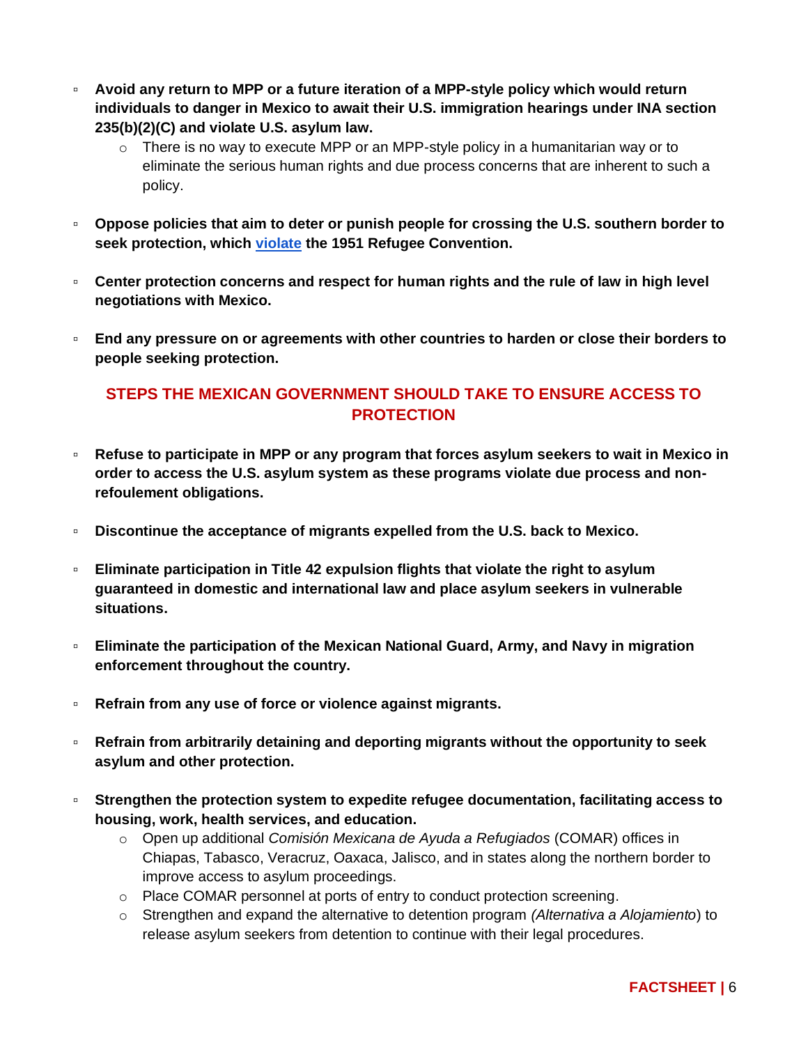- **Avoid any return to MPP or a future iteration of a MPP-style policy which would return individuals to danger in Mexico to await their U.S. immigration hearings under INA section 235(b)(2)(C) and violate U.S. asylum law.**
  - There is no way to execute MPP or an MPP-style policy in a humanitarian way or to eliminate the serious human rights and due process concerns that are inherent to such a policy.

- **Oppose policies that aim to deter or punish people for crossing the U.S. southern border to seek protection, which violate the 1951 Refugee Convention.**

- **Center protection concerns and respect for human rights and the rule of law in high level negotiations with Mexico.**

- **End any pressure on or agreements with other countries to harden or close their borders to people seeking protection.**

## STEPS THE MEXICAN GOVERNMENT SHOULD TAKE TO ENSURE ACCESS TO PROTECTION

- **Refuse to participate in MPP or any program that forces asylum seekers to wait in Mexico in order to access the U.S. asylum system as these programs violate due process and non-refoulement obligations.**

- **Discontinue the acceptance of migrants expelled from the U.S. back to Mexico.**

- **Eliminate participation in Title 42 expulsion flights that violate the right to asylum guaranteed in domestic and international law and place asylum seekers in vulnerable situations.**

- **Eliminate the participation of the Mexican National Guard, Army, and Navy in migration enforcement throughout the country.**

- **Refrain from any use of force or violence against migrants.**

- **Refrain from arbitrarily detaining and deporting migrants without the opportunity to seek asylum and other protection.**

- **Strengthen the protection system to expedite refugee documentation, facilitating access to housing, work, health services, and education.**
  - Open up additional *Comisión Mexicana de Ayuda a Refugiados* (COMAR) offices in Chiapas, Tabasco, Veracruz, Oaxaca, Jalisco, and in states along the northern border to improve access to asylum proceedings.
  - Place COMAR personnel at ports of entry to conduct protection screening.
  - Strengthen and expand the alternative to detention program *(Alternativa a Alojamiento)* to release asylum seekers from detention to continue with their legal procedures.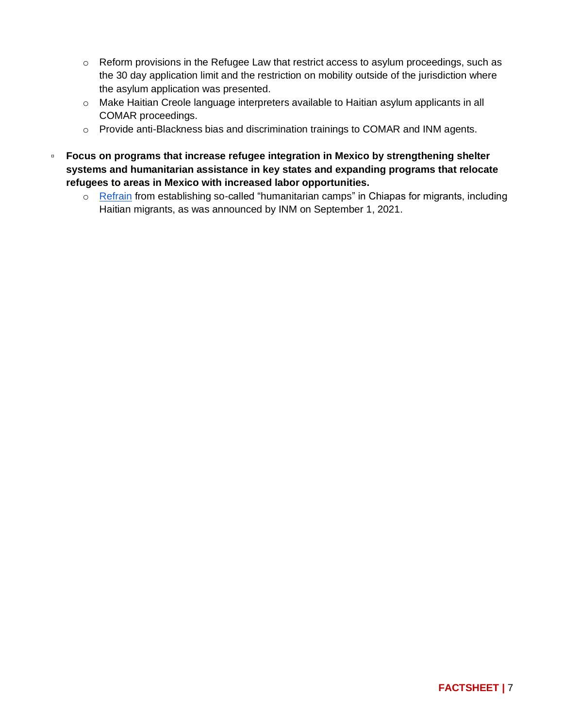- Reform provisions in the Refugee Law that restrict access to asylum proceedings, such as the 30 day application limit and the restriction on mobility outside of the jurisdiction where the asylum application was presented.
  - Make Haitian Creole language interpreters available to Haitian asylum applicants in all COMAR proceedings.
  - Provide anti-Blackness bias and discrimination trainings to COMAR and INM agents.

- **Focus on programs that increase refugee integration in Mexico by strengthening shelter systems and humanitarian assistance in key states and expanding programs that relocate refugees to areas in Mexico with increased labor opportunities.**
  - Refrain from establishing so-called "humanitarian camps" in Chiapas for migrants, including Haitian migrants, as was announced by INM on September 1, 2021.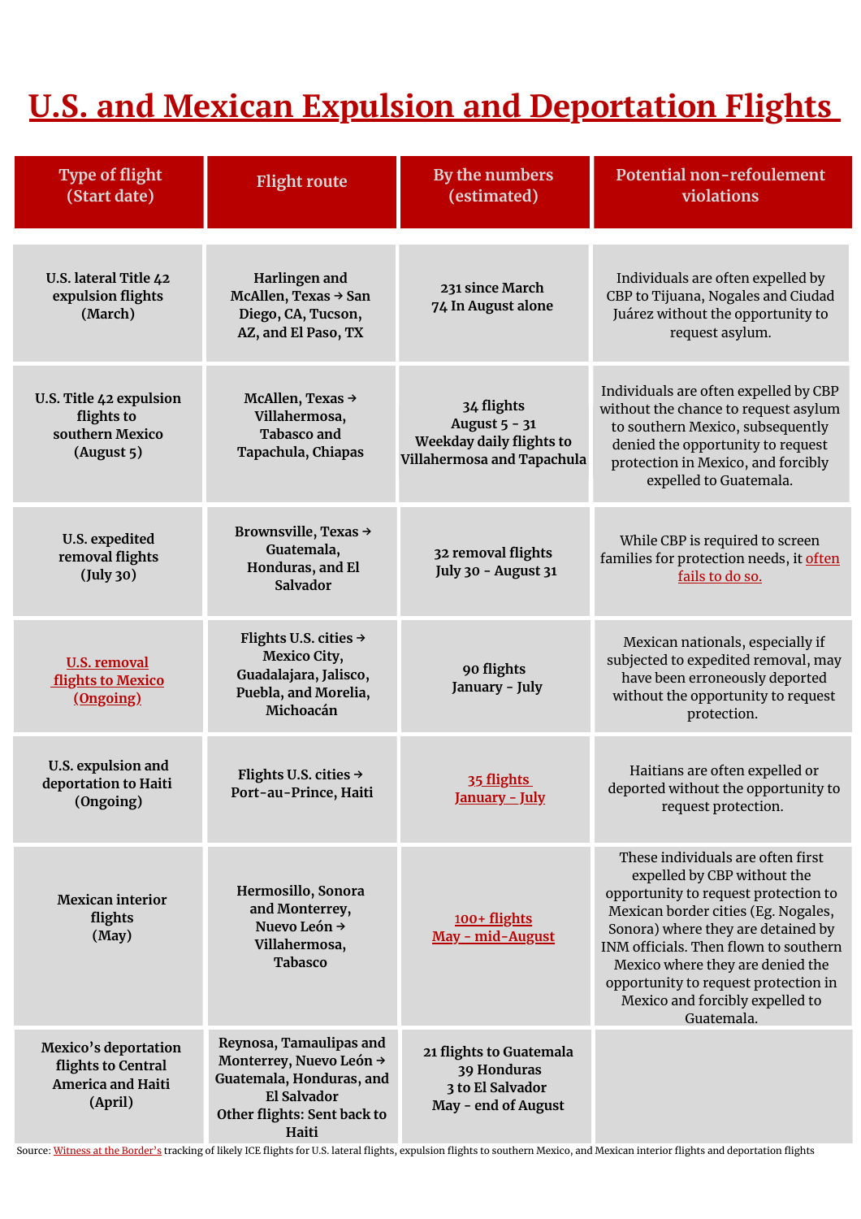# U.S. and Mexican Expulsion and Deportation Flights

| Type of flight (Start date) | Flight route | By the numbers (estimated) | Potential non-refoulement violations |
|---|---|---|---|
| U.S. lateral Title 42 expulsion flights (March) | Harlingen and McAllen, Texas → San Diego, CA, Tucson, AZ, and El Paso, TX | 231 since March 74 In August alone | Individuals are often expelled by CBP to Tijuana, Nogales and Ciudad Juárez without the opportunity to request asylum. |
| U.S. Title 42 expulsion flights to southern Mexico (August 5) | McAllen, Texas → Villahermosa, Tabasco and Tapachula, Chiapas | 34 flights August 5 - 31 Weekday daily flights to Villahermosa and Tapachula | Individuals are often expelled by CBP without the chance to request asylum to southern Mexico, subsequently denied the opportunity to request protection in Mexico, and forcibly expelled to Guatemala. |
| U.S. expedited removal flights (July 30) | Brownsville, Texas → Guatemala, Honduras, and El Salvador | 32 removal flights July 30 - August 31 | While CBP is required to screen families for protection needs, it often fails to do so. |
| U.S. removal flights to Mexico (Ongoing) | Flights U.S. cities → Mexico City, Guadalajara, Jalisco, Puebla, and Morelia, Michoacán | 90 flights January - July | Mexican nationals, especially if subjected to expedited removal, may have been erroneously deported without the opportunity to request protection. |
| U.S. expulsion and deportation to Haiti (Ongoing) | Flights U.S. cities → Port-au-Prince, Haiti | 35 flights January - July | Haitians are often expelled or deported without the opportunity to request protection. |
| Mexican interior flights (May) | Hermosillo, Sonora and Monterrey, Nuevo León → Villahermosa, Tabasco | 100+ flights May - mid-August | These individuals are often first expelled by CBP without the opportunity to request protection to Mexican border cities (Eg. Nogales, Sonora) where they are detained by INM officials. Then flown to southern Mexico where they are denied the opportunity to request protection in Mexico and forcibly expelled to Guatemala. |
| Mexico's deportation flights to Central America and Haiti (April) | Reynosa, Tamaulipas and Monterrey, Nuevo León → Guatemala, Honduras, and El Salvador Other flights: Sent back to Haiti | 21 flights to Guatemala 39 Honduras 3 to El Salvador May - end of August | |

Source: Witness at the Border's tracking of likely ICE flights for U.S. lateral flights, expulsion flights to southern Mexico, and Mexican interior flights and deportation flights